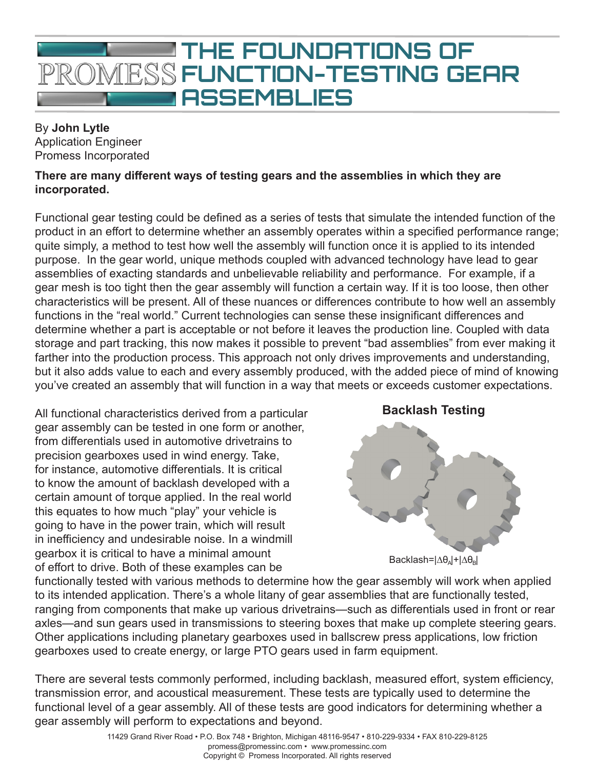# THE FOUNDATIONS OF FUNCTION-TESTING GEAR ASSEMBLIES

By **John Lytle**
Application Engineer
Promess Incorporated

**There are many different ways of testing gears and the assemblies in which they are incorporated.**

Functional gear testing could be defined as a series of tests that simulate the intended function of the product in an effort to determine whether an assembly operates within a specified performance range; quite simply, a method to test how well the assembly will function once it is applied to its intended purpose. In the gear world, unique methods coupled with advanced technology have lead to gear assemblies of exacting standards and unbelievable reliability and performance. For example, if a gear mesh is too tight then the gear assembly will function a certain way. If it is too loose, then other characteristics will be present. All of these nuances or differences contribute to how well an assembly functions in the "real world." Current technologies can sense these insignificant differences and determine whether a part is acceptable or not before it leaves the production line. Coupled with data storage and part tracking, this now makes it possible to prevent "bad assemblies" from ever making it farther into the production process. This approach not only drives improvements and understanding, but it also adds value to each and every assembly produced, with the added piece of mind of knowing you've created an assembly that will function in a way that meets or exceeds customer expectations.

**Backlash Testing**

Backlash=$|\Delta\theta_A|+|\Delta\theta_B|$

All functional characteristics derived from a particular gear assembly can be tested in one form or another, from differentials used in automotive drivetrains to precision gearboxes used in wind energy. Take, for instance, automotive differentials. It is critical to know the amount of backlash developed with a certain amount of torque applied. In the real world this equates to how much "play" your vehicle is going to have in the power train, which will result in inefficiency and undesirable noise. In a windmill gearbox it is critical to have a minimal amount of effort to drive. Both of these examples can be functionally tested with various methods to determine how the gear assembly will work when applied to its intended application. There's a whole litany of gear assemblies that are functionally tested, ranging from components that make up various drivetrains—such as differentials used in front or rear axles—and sun gears used in transmissions to steering boxes that make up complete steering gears. Other applications including planetary gearboxes used in ballscrew press applications, low friction gearboxes used to create energy, or large PTO gears used in farm equipment.

There are several tests commonly performed, including backlash, measured effort, system efficiency, transmission error, and acoustical measurement. These tests are typically used to determine the functional level of a gear assembly. All of these tests are good indicators for determining whether a gear assembly will perform to expectations and beyond.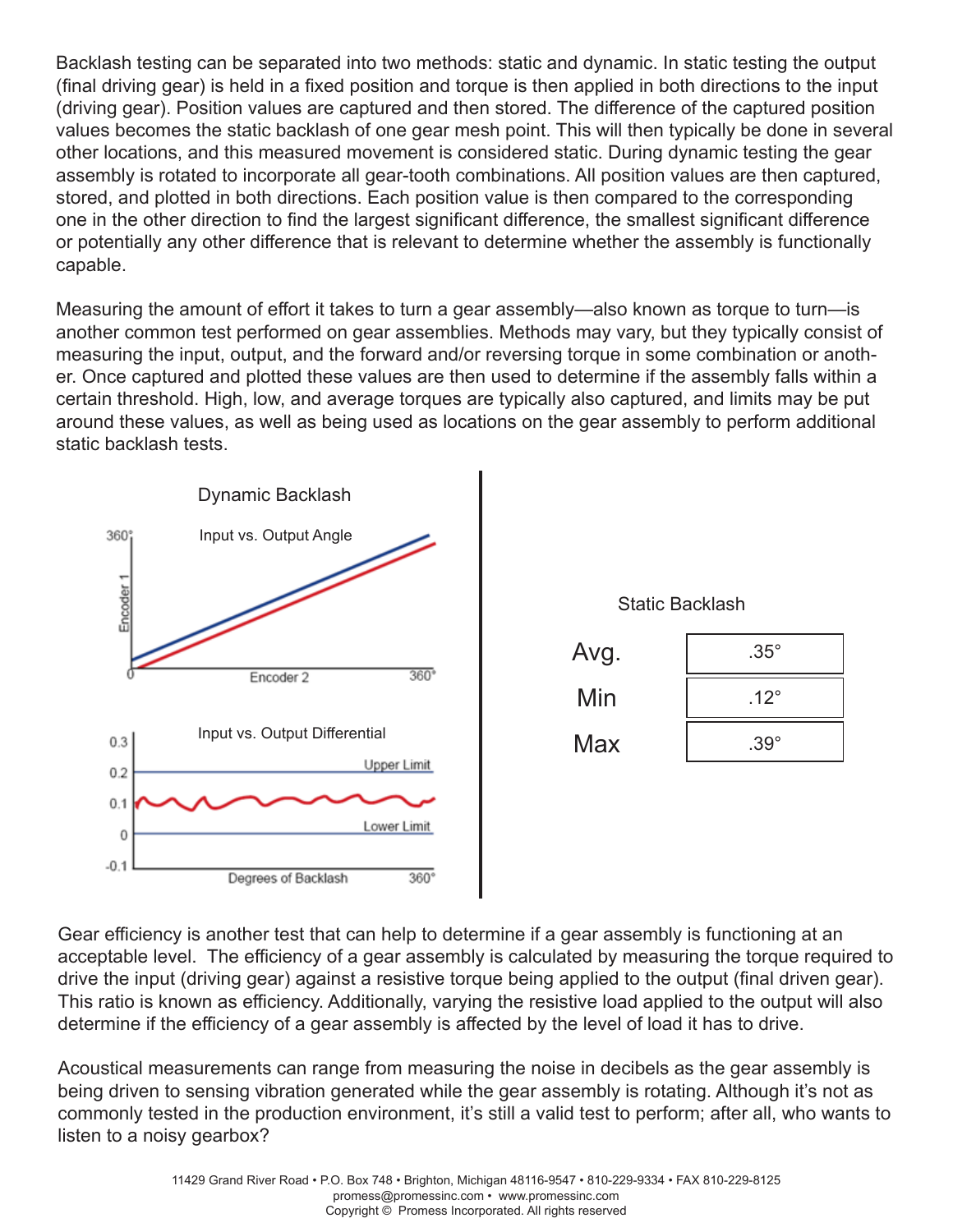Backlash testing can be separated into two methods: static and dynamic. In static testing the output (final driving gear) is held in a fixed position and torque is then applied in both directions to the input (driving gear). Position values are captured and then stored. The difference of the captured position values becomes the static backlash of one gear mesh point. This will then typically be done in several other locations, and this measured movement is considered static. During dynamic testing the gear assembly is rotated to incorporate all gear-tooth combinations. All position values are then captured, stored, and plotted in both directions. Each position value is then compared to the corresponding one in the other direction to find the largest significant difference, the smallest significant difference or potentially any other difference that is relevant to determine whether the assembly is functionally capable.

Measuring the amount of effort it takes to turn a gear assembly—also known as torque to turn—is another common test performed on gear assemblies. Methods may vary, but they typically consist of measuring the input, output, and the forward and/or reversing torque in some combination or another. Once captured and plotted these values are then used to determine if the assembly falls within a certain threshold. High, low, and average torques are typically also captured, and limits may be put around these values, as well as being used as locations on the gear assembly to perform additional static backlash tests.

Dynamic Backlash

Input vs. Output Angle

Input vs. Output Differential

Static Backlash

| | |
|---|---|
| Avg. | .35° |
| Min | .12° |
| Max | .39° |

Gear efficiency is another test that can help to determine if a gear assembly is functioning at an acceptable level. The efficiency of a gear assembly is calculated by measuring the torque required to drive the input (driving gear) against a resistive torque being applied to the output (final driven gear). This ratio is known as efficiency. Additionally, varying the resistive load applied to the output will also determine if the efficiency of a gear assembly is affected by the level of load it has to drive.

Acoustical measurements can range from measuring the noise in decibels as the gear assembly is being driven to sensing vibration generated while the gear assembly is rotating. Although it's not as commonly tested in the production environment, it's still a valid test to perform; after all, who wants to listen to a noisy gearbox?

11429 Grand River Road • P.O. Box 748 • Brighton, Michigan 48116-9547 • 810-229-9334 • FAX 810-229-8125
promess@promessinc.com • www.promessinc.com
Copyright © Promess Incorporated. All rights reserved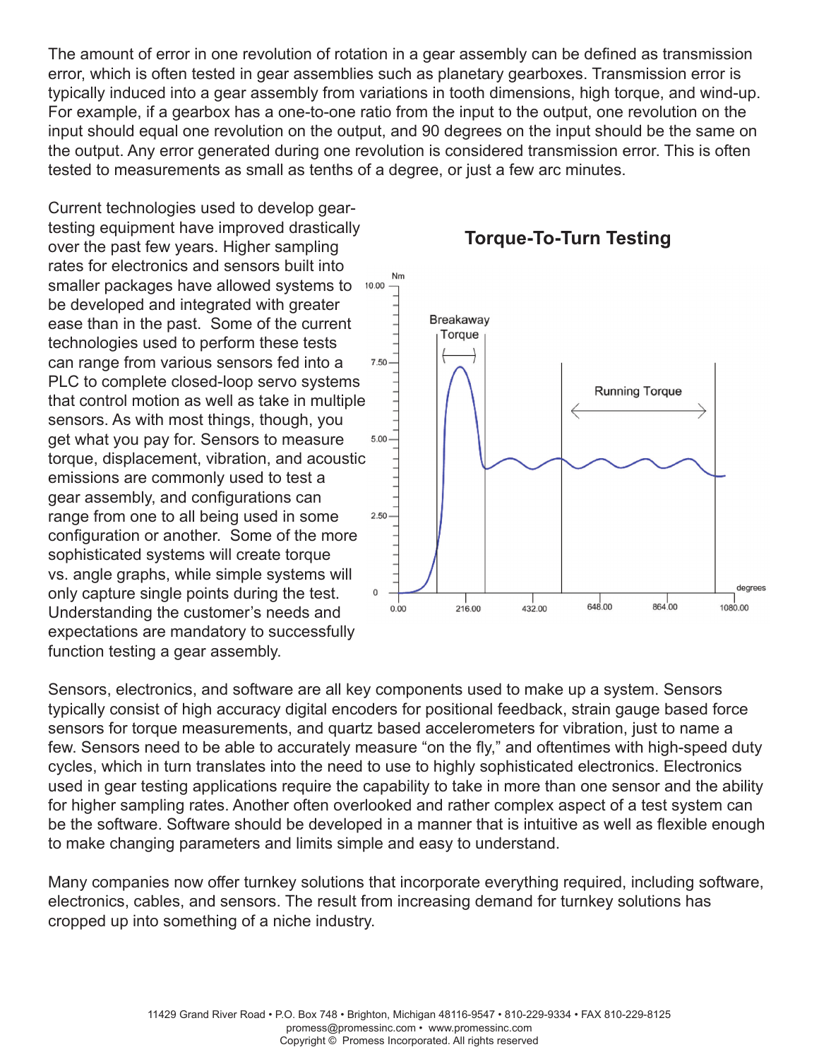The amount of error in one revolution of rotation in a gear assembly can be defined as transmission error, which is often tested in gear assemblies such as planetary gearboxes. Transmission error is typically induced into a gear assembly from variations in tooth dimensions, high torque, and wind-up. For example, if a gearbox has a one-to-one ratio from the input to the output, one revolution on the input should equal one revolution on the output, and 90 degrees on the input should be the same on the output. Any error generated during one revolution is considered transmission error. This is often tested to measurements as small as tenths of a degree, or just a few arc minutes.

Current technologies used to develop gear-testing equipment have improved drastically over the past few years. Higher sampling rates for electronics and sensors built into smaller packages have allowed systems to be developed and integrated with greater ease than in the past. Some of the current technologies used to perform these tests can range from various sensors fed into a PLC to complete closed-loop servo systems that control motion as well as take in multiple sensors. As with most things, though, you get what you pay for. Sensors to measure torque, displacement, vibration, and acoustic emissions are commonly used to test a gear assembly, and configurations can range from one to all being used in some configuration or another. Some of the more sophisticated systems will create torque vs. angle graphs, while simple systems will only capture single points during the test. Understanding the customer's needs and expectations are mandatory to successfully function testing a gear assembly.

**Torque-To-Turn Testing**

Sensors, electronics, and software are all key components used to make up a system. Sensors typically consist of high accuracy digital encoders for positional feedback, strain gauge based force sensors for torque measurements, and quartz based accelerometers for vibration, just to name a few. Sensors need to be able to accurately measure "on the fly," and oftentimes with high-speed duty cycles, which in turn translates into the need to use to highly sophisticated electronics. Electronics used in gear testing applications require the capability to take in more than one sensor and the ability for higher sampling rates. Another often overlooked and rather complex aspect of a test system can be the software. Software should be developed in a manner that is intuitive as well as flexible enough to make changing parameters and limits simple and easy to understand.

Many companies now offer turnkey solutions that incorporate everything required, including software, electronics, cables, and sensors. The result from increasing demand for turnkey solutions has cropped up into something of a niche industry.

11429 Grand River Road • P.O. Box 748 • Brighton, Michigan 48116-9547 • 810-229-9334 • FAX 810-229-8125
promess@promessinc.com • www.promessinc.com
Copyright © Promess Incorporated. All rights reserved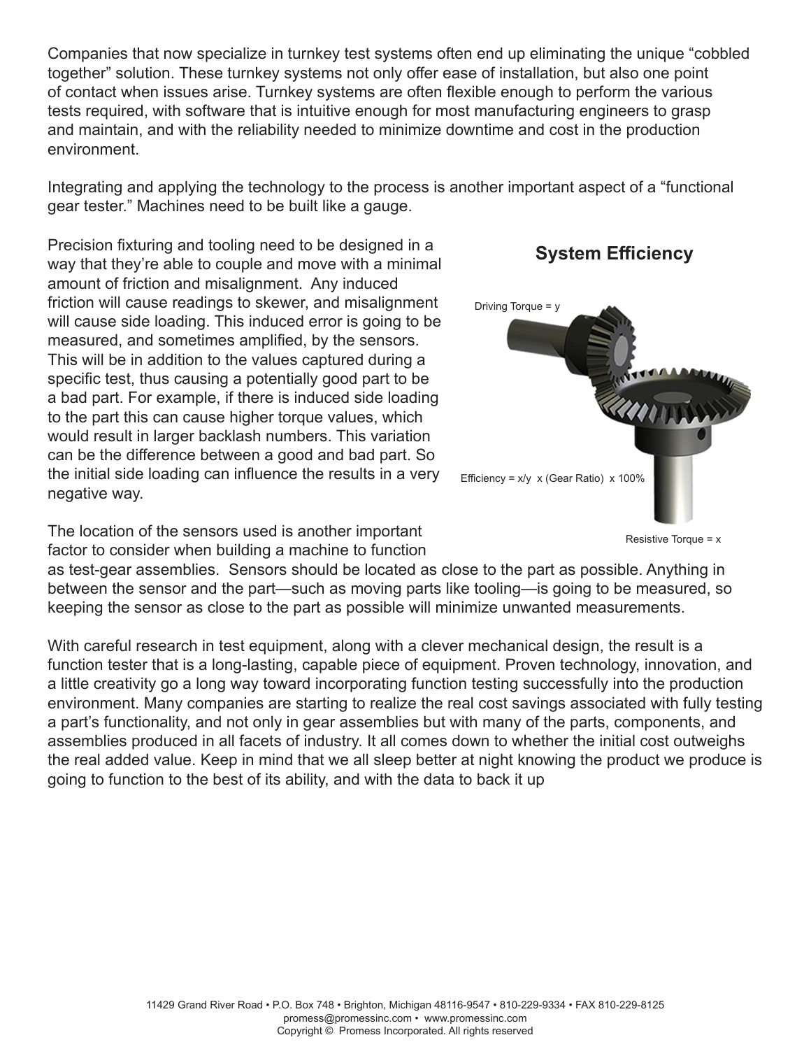Companies that now specialize in turnkey test systems often end up eliminating the unique “cobbled together” solution. These turnkey systems not only offer ease of installation, but also one point of contact when issues arise. Turnkey systems are often flexible enough to perform the various tests required, with software that is intuitive enough for most manufacturing engineers to grasp and maintain, and with the reliability needed to minimize downtime and cost in the production environment.

Integrating and applying the technology to the process is another important aspect of a “functional gear tester.” Machines need to be built like a gauge.

Precision fixturing and tooling need to be designed in a way that they’re able to couple and move with a minimal amount of friction and misalignment. Any induced friction will cause readings to skewer, and misalignment will cause side loading. This induced error is going to be measured, and sometimes amplified, by the sensors. This will be in addition to the values captured during a specific test, thus causing a potentially good part to be a bad part. For example, if there is induced side loading to the part this can cause higher torque values, which would result in larger backlash numbers. This variation can be the difference between a good and bad part. So the initial side loading can influence the results in a very negative way.

**System Efficiency**

Driving Torque = y

Efficiency = x/y x (Gear Ratio) x 100%

Resistive Torque = x

The location of the sensors used is another important factor to consider when building a machine to function as test-gear assemblies. Sensors should be located as close to the part as possible. Anything in between the sensor and the part—such as moving parts like tooling—is going to be measured, so keeping the sensor as close to the part as possible will minimize unwanted measurements.

With careful research in test equipment, along with a clever mechanical design, the result is a function tester that is a long-lasting, capable piece of equipment. Proven technology, innovation, and a little creativity go a long way toward incorporating function testing successfully into the production environment. Many companies are starting to realize the real cost savings associated with fully testing a part’s functionality, and not only in gear assemblies but with many of the parts, components, and assemblies produced in all facets of industry. It all comes down to whether the initial cost outweighs the real added value. Keep in mind that we all sleep better at night knowing the product we produce is going to function to the best of its ability, and with the data to back it up